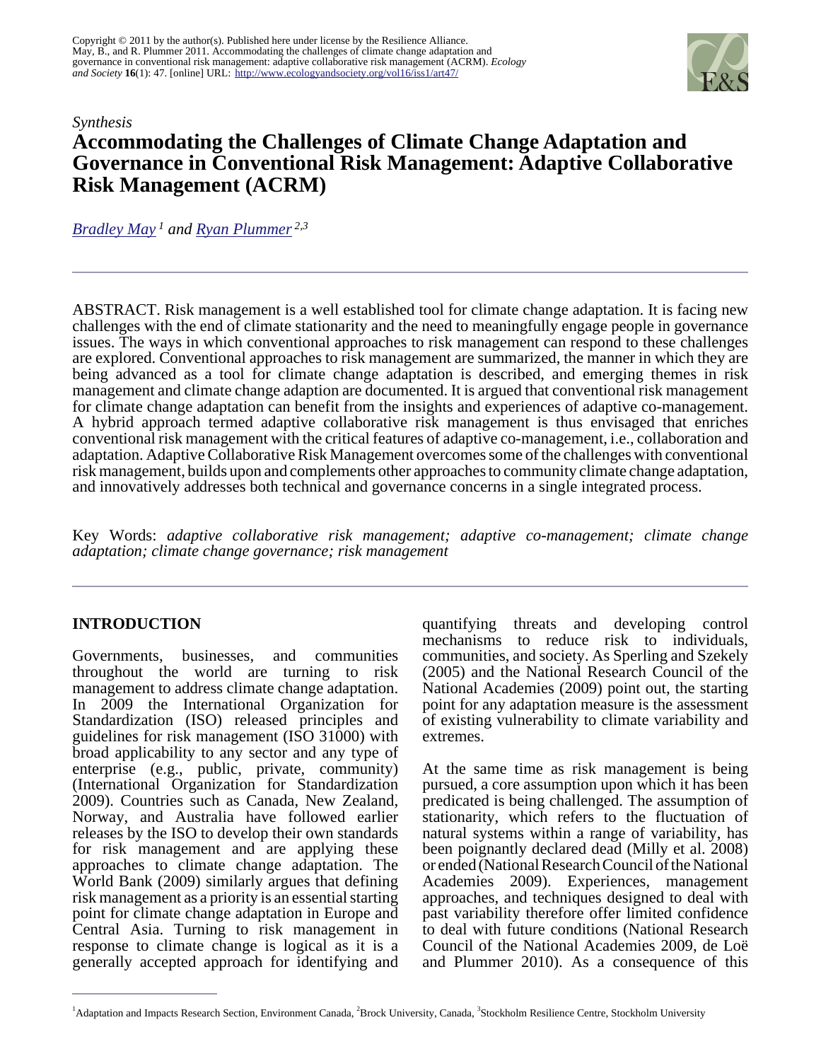Copyright © 2011 by the author(s). Published here under license by the Resilience Alliance.
May, B., and R. Plummer 2011. Accommodating the challenges of climate change adaptation and governance in conventional risk management: adaptive collaborative risk management (ACRM). *Ecology and Society* **16**(1): 47. [online] URL: http://www.ecologyandsociety.org/vol16/iss1/art47/

*Synthesis*

# Accommodating the Challenges of Climate Change Adaptation and Governance in Conventional Risk Management: Adaptive Collaborative Risk Management (ACRM)

*Bradley May [1] and Ryan Plummer [2,3]*

---

ABSTRACT. Risk management is a well established tool for climate change adaptation. It is facing new challenges with the end of climate stationarity and the need to meaningfully engage people in governance issues. The ways in which conventional approaches to risk management can respond to these challenges are explored. Conventional approaches to risk management are summarized, the manner in which they are being advanced as a tool for climate change adaptation is described, and emerging themes in risk management and climate change adaption are documented. It is argued that conventional risk management for climate change adaptation can benefit from the insights and experiences of adaptive co-management. A hybrid approach termed adaptive collaborative risk management is thus envisaged that enriches conventional risk management with the critical features of adaptive co-management, i.e., collaboration and adaptation. Adaptive Collaborative Risk Management overcomes some of the challenges with conventional risk management, builds upon and complements other approaches to community climate change adaptation, and innovatively addresses both technical and governance concerns in a single integrated process.

Key Words: *adaptive collaborative risk management; adaptive co-management; climate change adaptation; climate change governance; risk management*

---

## INTRODUCTION

Governments, businesses, and communities throughout the world are turning to risk management to address climate change adaptation. In 2009 the International Organization for Standardization (ISO) released principles and guidelines for risk management (ISO 31000) with broad applicability to any sector and any type of enterprise (e.g., public, private, community) (International Organization for Standardization 2009). Countries such as Canada, New Zealand, Norway, and Australia have followed earlier releases by the ISO to develop their own standards for risk management and are applying these approaches to climate change adaptation. The World Bank (2009) similarly argues that defining risk management as a priority is an essential starting point for climate change adaptation in Europe and Central Asia. Turning to risk management in response to climate change is logical as it is a generally accepted approach for identifying and quantifying threats and developing control mechanisms to reduce risk to individuals, communities, and society. As Sperling and Szekely (2005) and the National Research Council of the National Academies (2009) point out, the starting point for any adaptation measure is the assessment of existing vulnerability to climate variability and extremes.

At the same time as risk management is being pursued, a core assumption upon which it has been predicated is being challenged. The assumption of stationarity, which refers to the fluctuation of natural systems within a range of variability, has been poignantly declared dead (Milly et al. 2008) or ended (National Research Council of the National Academies 2009). Experiences, management approaches, and techniques designed to deal with past variability therefore offer limited confidence to deal with future conditions (National Research Council of the National Academies 2009, de Loë and Plummer 2010). As a consequence of this

---

[1] Adaptation and Impacts Research Section, Environment Canada, [2] Brock University, Canada, [3] Stockholm Resilience Centre, Stockholm University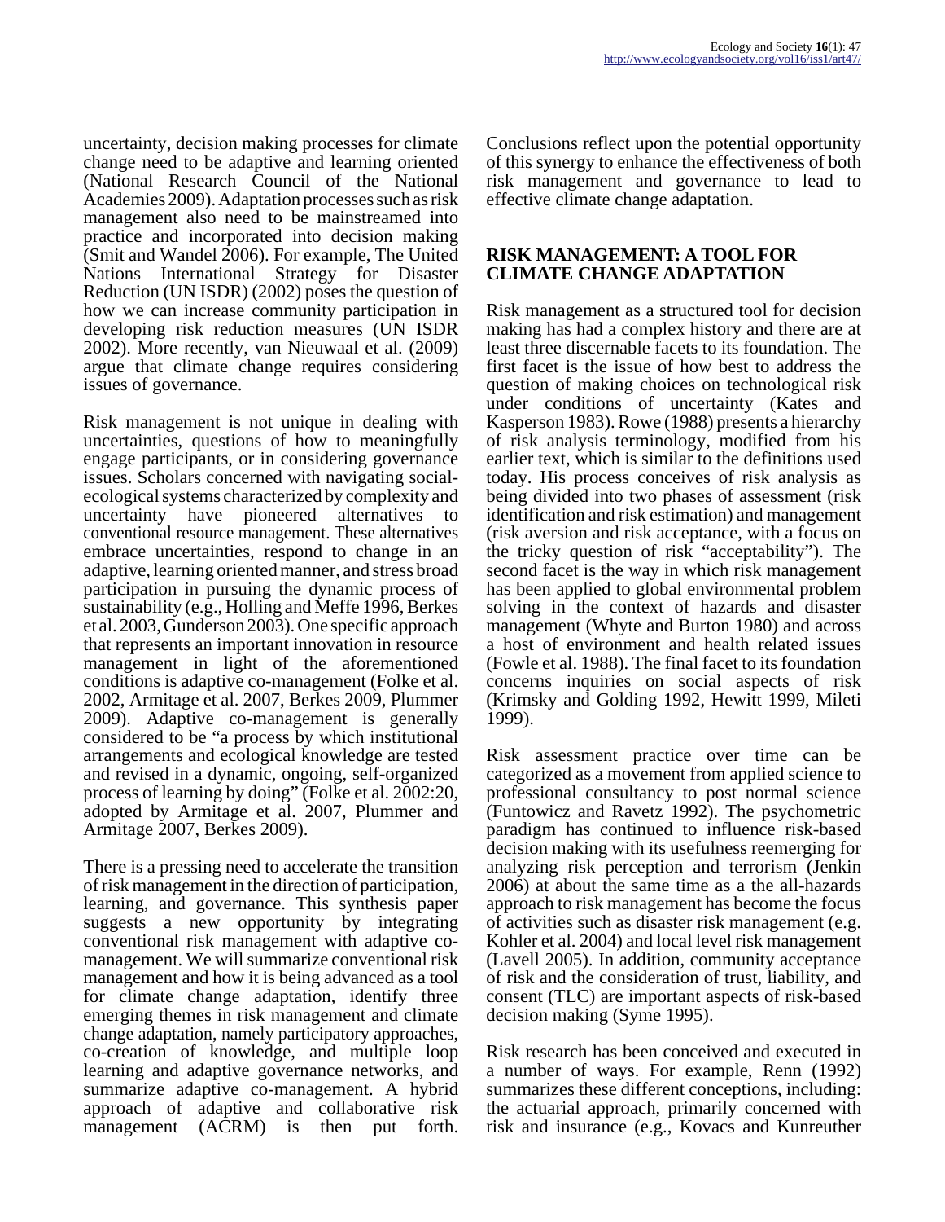uncertainty, decision making processes for climate change need to be adaptive and learning oriented (National Research Council of the National Academies 2009). Adaptation processes such as risk management also need to be mainstreamed into practice and incorporated into decision making (Smit and Wandel 2006). For example, The United Nations International Strategy for Disaster Reduction (UN ISDR) (2002) poses the question of how we can increase community participation in developing risk reduction measures (UN ISDR 2002). More recently, van Nieuwaal et al. (2009) argue that climate change requires considering issues of governance.

Risk management is not unique in dealing with uncertainties, questions of how to meaningfully engage participants, or in considering governance issues. Scholars concerned with navigating social-ecological systems characterized by complexity and uncertainty have pioneered alternatives to conventional resource management. These alternatives embrace uncertainties, respond to change in an adaptive, learning oriented manner, and stress broad participation in pursuing the dynamic process of sustainability (e.g., Holling and Meffe 1996, Berkes et al. 2003, Gunderson 2003). One specific approach that represents an important innovation in resource management in light of the aforementioned conditions is adaptive co-management (Folke et al. 2002, Armitage et al. 2007, Berkes 2009, Plummer 2009). Adaptive co-management is generally considered to be "a process by which institutional arrangements and ecological knowledge are tested and revised in a dynamic, ongoing, self-organized process of learning by doing" (Folke et al. 2002:20, adopted by Armitage et al. 2007, Plummer and Armitage 2007, Berkes 2009).

There is a pressing need to accelerate the transition of risk management in the direction of participation, learning, and governance. This synthesis paper suggests a new opportunity by integrating conventional risk management with adaptive co-management. We will summarize conventional risk management and how it is being advanced as a tool for climate change adaptation, identify three emerging themes in risk management and climate change adaptation, namely participatory approaches, co-creation of knowledge, and multiple loop learning and adaptive governance networks, and summarize adaptive co-management. A hybrid approach of adaptive and collaborative risk management (ACRM) is then put forth. Conclusions reflect upon the potential opportunity of this synergy to enhance the effectiveness of both risk management and governance to lead to effective climate change adaptation.

## RISK MANAGEMENT: A TOOL FOR CLIMATE CHANGE ADAPTATION

Risk management as a structured tool for decision making has had a complex history and there are at least three discernable facets to its foundation. The first facet is the issue of how best to address the question of making choices on technological risk under conditions of uncertainty (Kates and Kasperson 1983). Rowe (1988) presents a hierarchy of risk analysis terminology, modified from his earlier text, which is similar to the definitions used today. His process conceives of risk analysis as being divided into two phases of assessment (risk identification and risk estimation) and management (risk aversion and risk acceptance, with a focus on the tricky question of risk "acceptability"). The second facet is the way in which risk management has been applied to global environmental problem solving in the context of hazards and disaster management (Whyte and Burton 1980) and across a host of environment and health related issues (Fowle et al. 1988). The final facet to its foundation concerns inquiries on social aspects of risk (Krimsky and Golding 1992, Hewitt 1999, Mileti 1999).

Risk assessment practice over time can be categorized as a movement from applied science to professional consultancy to post normal science (Funtowicz and Ravetz 1992). The psychometric paradigm has continued to influence risk-based decision making with its usefulness reemerging for analyzing risk perception and terrorism (Jenkin 2006) at about the same time as a the all-hazards approach to risk management has become the focus of activities such as disaster risk management (e.g. Kohler et al. 2004) and local level risk management (Lavell 2005). In addition, community acceptance of risk and the consideration of trust, liability, and consent (TLC) are important aspects of risk-based decision making (Syme 1995).

Risk research has been conceived and executed in a number of ways. For example, Renn (1992) summarizes these different conceptions, including: the actuarial approach, primarily concerned with risk and insurance (e.g., Kovacs and Kunreuther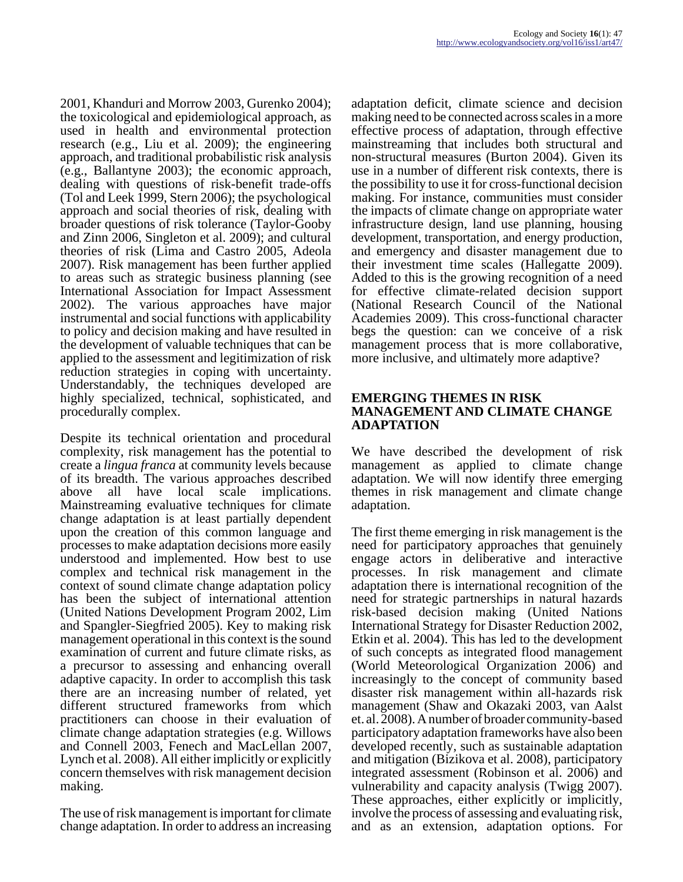2001, Khanduri and Morrow 2003, Gurenko 2004); the toxicological and epidemiological approach, as used in health and environmental protection research (e.g., Liu et al. 2009); the engineering approach, and traditional probabilistic risk analysis (e.g., Ballantyne 2003); the economic approach, dealing with questions of risk-benefit trade-offs (Tol and Leek 1999, Stern 2006); the psychological approach and social theories of risk, dealing with broader questions of risk tolerance (Taylor-Gooby and Zinn 2006, Singleton et al. 2009); and cultural theories of risk (Lima and Castro 2005, Adeola 2007). Risk management has been further applied to areas such as strategic business planning (see International Association for Impact Assessment 2002). The various approaches have major instrumental and social functions with applicability to policy and decision making and have resulted in the development of valuable techniques that can be applied to the assessment and legitimization of risk reduction strategies in coping with uncertainty. Understandably, the techniques developed are highly specialized, technical, sophisticated, and procedurally complex.

Despite its technical orientation and procedural complexity, risk management has the potential to create a *lingua franca* at community levels because of its breadth. The various approaches described above all have local scale implications. Mainstreaming evaluative techniques for climate change adaptation is at least partially dependent upon the creation of this common language and processes to make adaptation decisions more easily understood and implemented. How best to use complex and technical risk management in the context of sound climate change adaptation policy has been the subject of international attention (United Nations Development Program 2002, Lim and Spangler-Siegfried 2005). Key to making risk management operational in this context is the sound examination of current and future climate risks, as a precursor to assessing and enhancing overall adaptive capacity. In order to accomplish this task there are an increasing number of related, yet different structured frameworks from which practitioners can choose in their evaluation of climate change adaptation strategies (e.g. Willows and Connell 2003, Fenech and MacLellan 2007, Lynch et al. 2008). All either implicitly or explicitly concern themselves with risk management decision making.

The use of risk management is important for climate change adaptation. In order to address an increasing adaptation deficit, climate science and decision making need to be connected across scales in a more effective process of adaptation, through effective mainstreaming that includes both structural and non-structural measures (Burton 2004). Given its use in a number of different risk contexts, there is the possibility to use it for cross-functional decision making. For instance, communities must consider the impacts of climate change on appropriate water infrastructure design, land use planning, housing development, transportation, and energy production, and emergency and disaster management due to their investment time scales (Hallegatte 2009). Added to this is the growing recognition of a need for effective climate-related decision support (National Research Council of the National Academies 2009). This cross-functional character begs the question: can we conceive of a risk management process that is more collaborative, more inclusive, and ultimately more adaptive?

## EMERGING THEMES IN RISK MANAGEMENT AND CLIMATE CHANGE ADAPTATION

We have described the development of risk management as applied to climate change adaptation. We will now identify three emerging themes in risk management and climate change adaptation.

The first theme emerging in risk management is the need for participatory approaches that genuinely engage actors in deliberative and interactive processes. In risk management and climate adaptation there is international recognition of the need for strategic partnerships in natural hazards risk-based decision making (United Nations International Strategy for Disaster Reduction 2002, Etkin et al. 2004). This has led to the development of such concepts as integrated flood management (World Meteorological Organization 2006) and increasingly to the concept of community based disaster risk management within all-hazards risk management (Shaw and Okazaki 2003, van Aalst et. al. 2008). A number of broader community-based participatory adaptation frameworks have also been developed recently, such as sustainable adaptation and mitigation (Bizikova et al. 2008), participatory integrated assessment (Robinson et al. 2006) and vulnerability and capacity analysis (Twigg 2007). These approaches, either explicitly or implicitly, involve the process of assessing and evaluating risk, and as an extension, adaptation options. For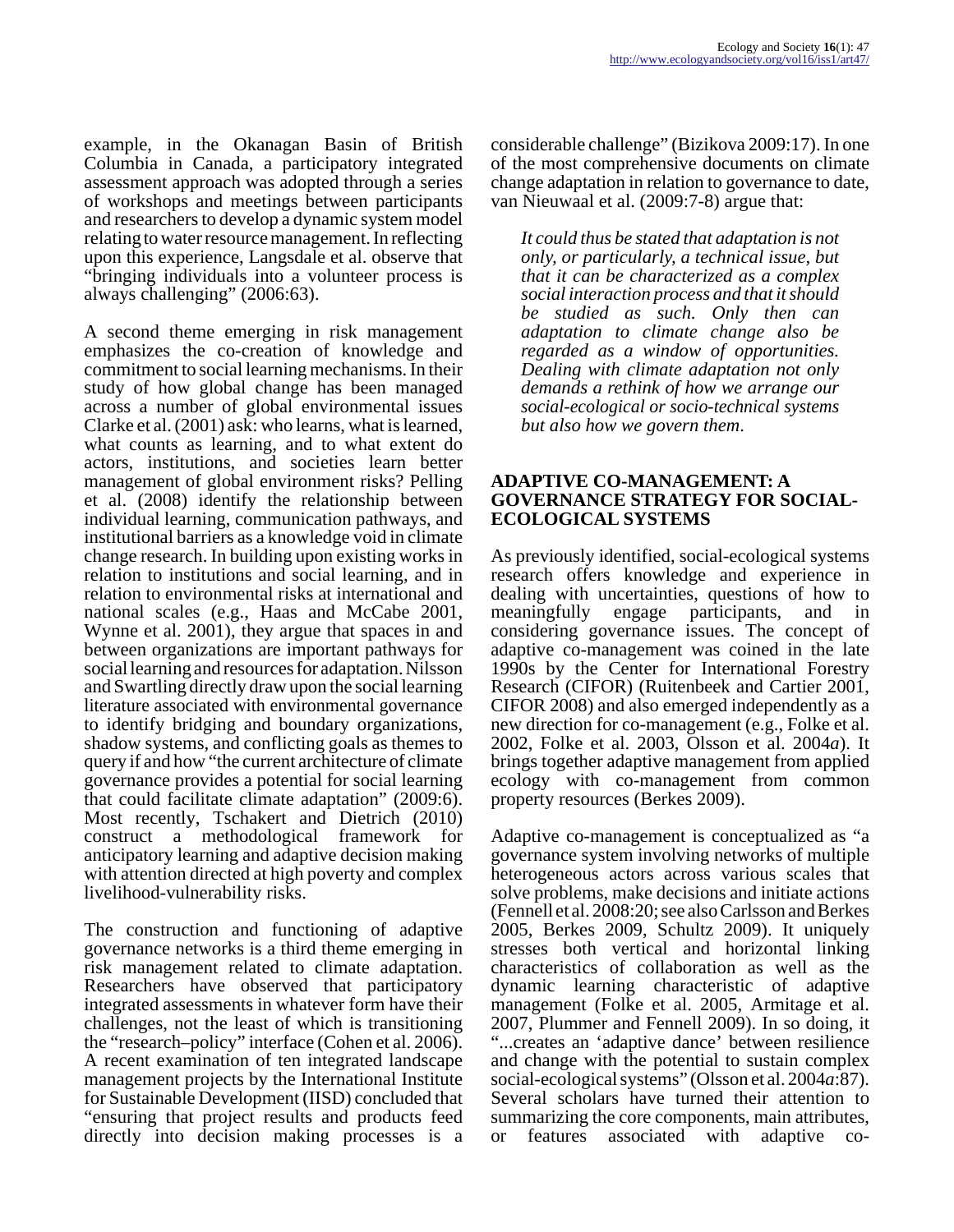example, in the Okanagan Basin of British Columbia in Canada, a participatory integrated assessment approach was adopted through a series of workshops and meetings between participants and researchers to develop a dynamic system model relating to water resource management. In reflecting upon this experience, Langsdale et al. observe that "bringing individuals into a volunteer process is always challenging" (2006:63).

A second theme emerging in risk management emphasizes the co-creation of knowledge and commitment to social learning mechanisms. In their study of how global change has been managed across a number of global environmental issues Clarke et al. (2001) ask: who learns, what is learned, what counts as learning, and to what extent do actors, institutions, and societies learn better management of global environment risks? Pelling et al. (2008) identify the relationship between individual learning, communication pathways, and institutional barriers as a knowledge void in climate change research. In building upon existing works in relation to institutions and social learning, and in relation to environmental risks at international and national scales (e.g., Haas and McCabe 2001, Wynne et al. 2001), they argue that spaces in and between organizations are important pathways for social learning and resources for adaptation. Nilsson and Swartling directly draw upon the social learning literature associated with environmental governance to identify bridging and boundary organizations, shadow systems, and conflicting goals as themes to query if and how "the current architecture of climate governance provides a potential for social learning that could facilitate climate adaptation" (2009:6). Most recently, Tschakert and Dietrich (2010) construct a methodological framework for anticipatory learning and adaptive decision making with attention directed at high poverty and complex livelihood-vulnerability risks.

The construction and functioning of adaptive governance networks is a third theme emerging in risk management related to climate adaptation. Researchers have observed that participatory integrated assessments in whatever form have their challenges, not the least of which is transitioning the "research–policy" interface (Cohen et al. 2006). A recent examination of ten integrated landscape management projects by the International Institute for Sustainable Development (IISD) concluded that "ensuring that project results and products feed directly into decision making processes is a considerable challenge" (Bizikova 2009:17). In one of the most comprehensive documents on climate change adaptation in relation to governance to date, van Nieuwaal et al. (2009:7-8) argue that:

> *It could thus be stated that adaptation is not only, or particularly, a technical issue, but that it can be characterized as a complex social interaction process and that it should be studied as such. Only then can adaptation to climate change also be regarded as a window of opportunities. Dealing with climate adaptation not only demands a rethink of how we arrange our social-ecological or socio-technical systems but also how we govern them.*

## ADAPTIVE CO-MANAGEMENT: A GOVERNANCE STRATEGY FOR SOCIAL-ECOLOGICAL SYSTEMS

As previously identified, social-ecological systems research offers knowledge and experience in dealing with uncertainties, questions of how to meaningfully engage participants, and in considering governance issues. The concept of adaptive co-management was coined in the late 1990s by the Center for International Forestry Research (CIFOR) (Ruitenbeek and Cartier 2001, CIFOR 2008) and also emerged independently as a new direction for co-management (e.g., Folke et al. 2002, Folke et al. 2003, Olsson et al. 2004*a*). It brings together adaptive management from applied ecology with co-management from common property resources (Berkes 2009).

Adaptive co-management is conceptualized as "a governance system involving networks of multiple heterogeneous actors across various scales that solve problems, make decisions and initiate actions (Fennell et al. 2008:20; see also Carlsson and Berkes 2005, Berkes 2009, Schultz 2009). It uniquely stresses both vertical and horizontal linking characteristics of collaboration as well as the dynamic learning characteristic of adaptive management (Folke et al. 2005, Armitage et al. 2007, Plummer and Fennell 2009). In so doing, it "...creates an 'adaptive dance' between resilience and change with the potential to sustain complex social-ecological systems" (Olsson et al. 2004*a*:87). Several scholars have turned their attention to summarizing the core components, main attributes, or features associated with adaptive co-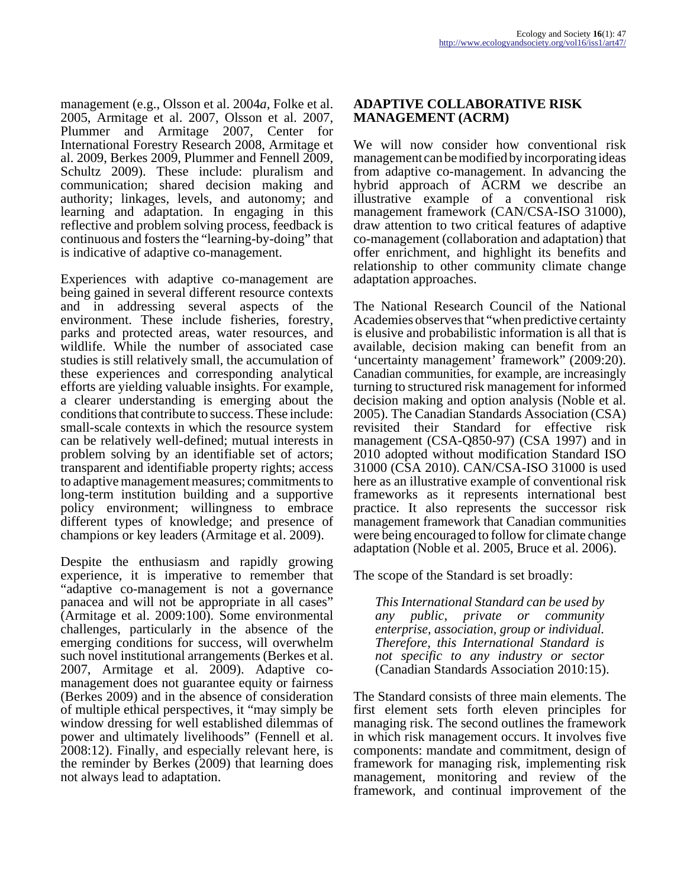management (e.g., Olsson et al. 2004*a*, Folke et al. 2005, Armitage et al. 2007, Olsson et al. 2007, Plummer and Armitage 2007, Center for International Forestry Research 2008, Armitage et al. 2009, Berkes 2009, Plummer and Fennell 2009, Schultz 2009). These include: pluralism and communication; shared decision making and authority; linkages, levels, and autonomy; and learning and adaptation. In engaging in this reflective and problem solving process, feedback is continuous and fosters the "learning-by-doing" that is indicative of adaptive co-management.

Experiences with adaptive co-management are being gained in several different resource contexts and in addressing several aspects of the environment. These include fisheries, forestry, parks and protected areas, water resources, and wildlife. While the number of associated case studies is still relatively small, the accumulation of these experiences and corresponding analytical efforts are yielding valuable insights. For example, a clearer understanding is emerging about the conditions that contribute to success. These include: small-scale contexts in which the resource system can be relatively well-defined; mutual interests in problem solving by an identifiable set of actors; transparent and identifiable property rights; access to adaptive management measures; commitments to long-term institution building and a supportive policy environment; willingness to embrace different types of knowledge; and presence of champions or key leaders (Armitage et al. 2009).

Despite the enthusiasm and rapidly growing experience, it is imperative to remember that "adaptive co-management is not a governance panacea and will not be appropriate in all cases" (Armitage et al. 2009:100). Some environmental challenges, particularly in the absence of the emerging conditions for success, will overwhelm such novel institutional arrangements (Berkes et al. 2007, Armitage et al. 2009). Adaptive co-management does not guarantee equity or fairness (Berkes 2009) and in the absence of consideration of multiple ethical perspectives, it "may simply be window dressing for well established dilemmas of power and ultimately livelihoods" (Fennell et al. 2008:12). Finally, and especially relevant here, is the reminder by Berkes (2009) that learning does not always lead to adaptation.

## ADAPTIVE COLLABORATIVE RISK MANAGEMENT (ACRM)

We will now consider how conventional risk management can be modified by incorporating ideas from adaptive co-management. In advancing the hybrid approach of ACRM we describe an illustrative example of a conventional risk management framework (CAN/CSA-ISO 31000), draw attention to two critical features of adaptive co-management (collaboration and adaptation) that offer enrichment, and highlight its benefits and relationship to other community climate change adaptation approaches.

The National Research Council of the National Academies observes that "when predictive certainty is elusive and probabilistic information is all that is available, decision making can benefit from an 'uncertainty management' framework" (2009:20). Canadian communities, for example, are increasingly turning to structured risk management for informed decision making and option analysis (Noble et al. 2005). The Canadian Standards Association (CSA) revisited their Standard for effective risk management (CSA-Q850-97) (CSA 1997) and in 2010 adopted without modification Standard ISO 31000 (CSA 2010). CAN/CSA-ISO 31000 is used here as an illustrative example of conventional risk frameworks as it represents international best practice. It also represents the successor risk management framework that Canadian communities were being encouraged to follow for climate change adaptation (Noble et al. 2005, Bruce et al. 2006).

The scope of the Standard is set broadly:

> *This International Standard can be used by any public, private or community enterprise, association, group or individual. Therefore, this International Standard is not specific to any industry or sector* (Canadian Standards Association 2010:15).

The Standard consists of three main elements. The first element sets forth eleven principles for managing risk. The second outlines the framework in which risk management occurs. It involves five components: mandate and commitment, design of framework for managing risk, implementing risk management, monitoring and review of the framework, and continual improvement of the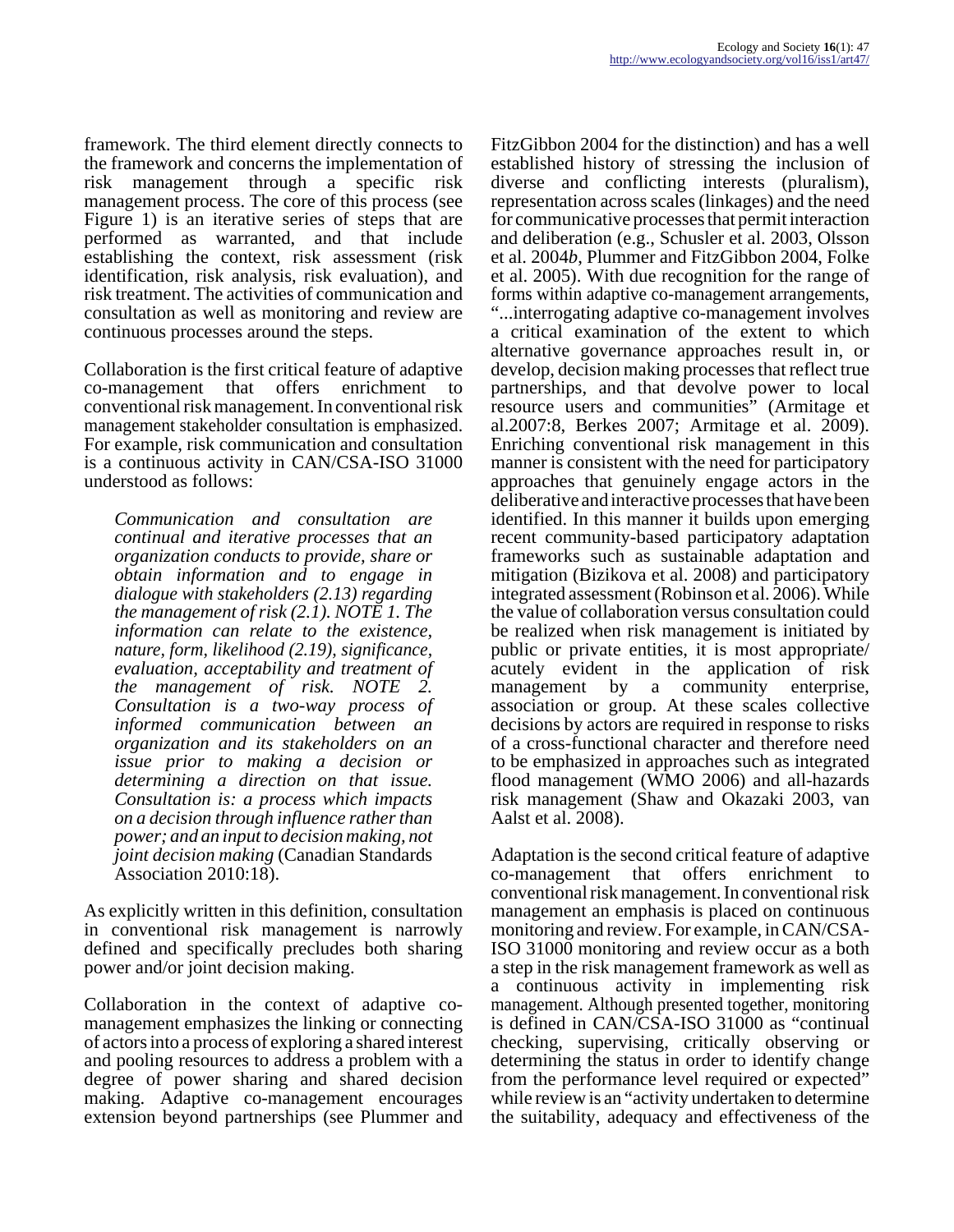framework. The third element directly connects to the framework and concerns the implementation of risk management through a specific risk management process. The core of this process (see Figure 1) is an iterative series of steps that are performed as warranted, and that include establishing the context, risk assessment (risk identification, risk analysis, risk evaluation), and risk treatment. The activities of communication and consultation as well as monitoring and review are continuous processes around the steps.

Collaboration is the first critical feature of adaptive co-management that offers enrichment to conventional risk management. In conventional risk management stakeholder consultation is emphasized. For example, risk communication and consultation is a continuous activity in CAN/CSA-ISO 31000 understood as follows:

> *Communication and consultation are continual and iterative processes that an organization conducts to provide, share or obtain information and to engage in dialogue with stakeholders (2.13) regarding the management of risk (2.1). NOTE 1. The information can relate to the existence, nature, form, likelihood (2.19), significance, evaluation, acceptability and treatment of the management of risk. NOTE 2. Consultation is a two-way process of informed communication between an organization and its stakeholders on an issue prior to making a decision or determining a direction on that issue. Consultation is: a process which impacts on a decision through influence rather than power; and an input to decision making, not joint decision making* (Canadian Standards Association 2010:18).

As explicitly written in this definition, consultation in conventional risk management is narrowly defined and specifically precludes both sharing power and/or joint decision making.

Collaboration in the context of adaptive co-management emphasizes the linking or connecting of actors into a process of exploring a shared interest and pooling resources to address a problem with a degree of power sharing and shared decision making. Adaptive co-management encourages extension beyond partnerships (see Plummer and FitzGibbon 2004 for the distinction) and has a well established history of stressing the inclusion of diverse and conflicting interests (pluralism), representation across scales (linkages) and the need for communicative processes that permit interaction and deliberation (e.g., Schusler et al. 2003, Olsson et al. 2004*b*, Plummer and FitzGibbon 2004, Folke et al. 2005). With due recognition for the range of forms within adaptive co-management arrangements, "...interrogating adaptive co-management involves a critical examination of the extent to which alternative governance approaches result in, or develop, decision making processes that reflect true partnerships, and that devolve power to local resource users and communities" (Armitage et al.2007:8, Berkes 2007; Armitage et al. 2009). Enriching conventional risk management in this manner is consistent with the need for participatory approaches that genuinely engage actors in the deliberative and interactive processes that have been identified. In this manner it builds upon emerging recent community-based participatory adaptation frameworks such as sustainable adaptation and mitigation (Bizikova et al. 2008) and participatory integrated assessment (Robinson et al. 2006). While the value of collaboration versus consultation could be realized when risk management is initiated by public or private entities, it is most appropriate/ acutely evident in the application of risk management by a community enterprise, association or group. At these scales collective decisions by actors are required in response to risks of a cross-functional character and therefore need to be emphasized in approaches such as integrated flood management (WMO 2006) and all-hazards risk management (Shaw and Okazaki 2003, van Aalst et al. 2008).

Adaptation is the second critical feature of adaptive co-management that offers enrichment to conventional risk management. In conventional risk management an emphasis is placed on continuous monitoring and review. For example, in CAN/CSA-ISO 31000 monitoring and review occur as a both a step in the risk management framework as well as a continuous activity in implementing risk management. Although presented together, monitoring is defined in CAN/CSA-ISO 31000 as "continual checking, supervising, critically observing or determining the status in order to identify change from the performance level required or expected" while review is an "activity undertaken to determine the suitability, adequacy and effectiveness of the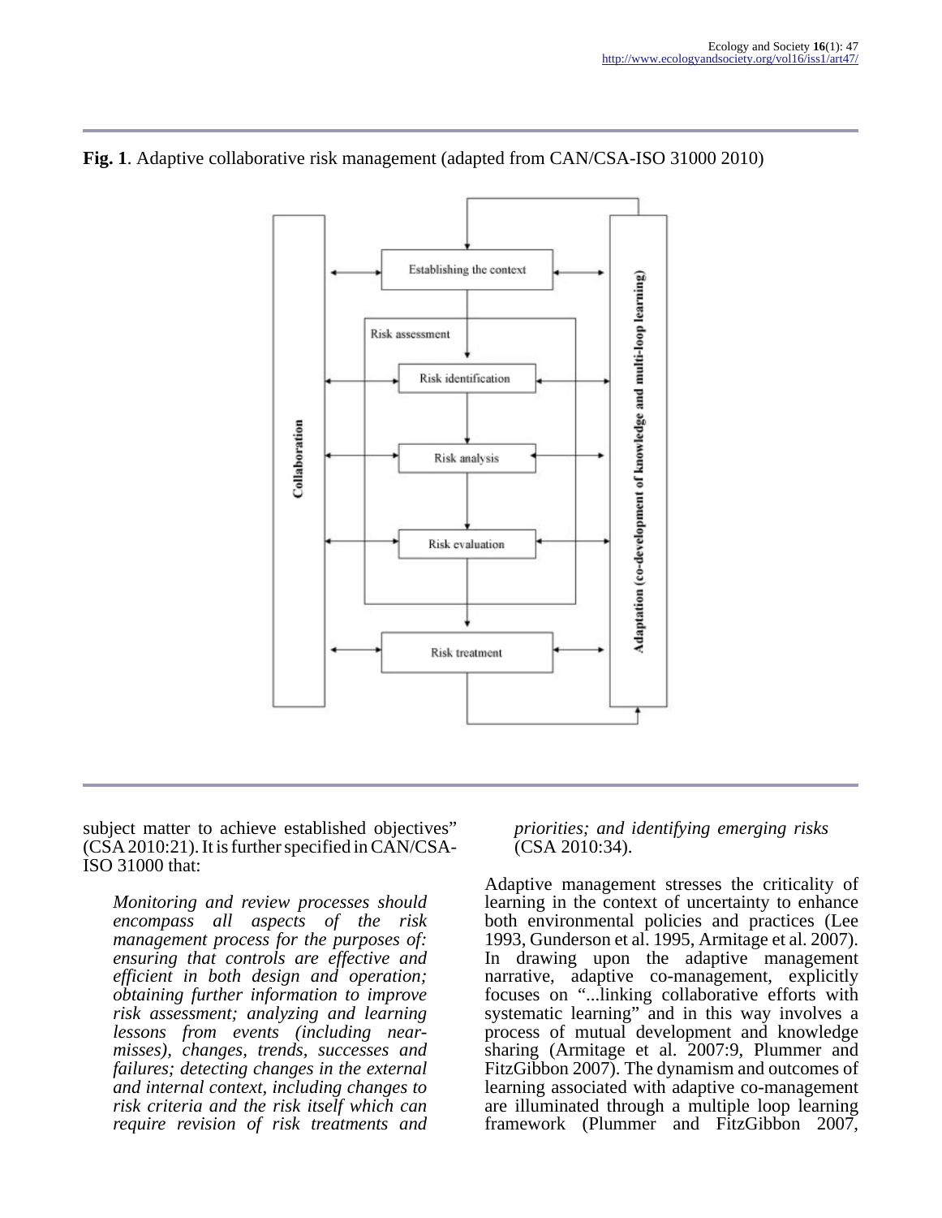**Fig. 1**. Adaptive collaborative risk management (adapted from CAN/CSA-ISO 31000 2010)

subject matter to achieve established objectives" (CSA 2010:21). It is further specified in CAN/CSA-ISO 31000 that:

> *Monitoring and review processes should encompass all aspects of the risk management process for the purposes of: ensuring that controls are effective and efficient in both design and operation; obtaining further information to improve risk assessment; analyzing and learning lessons from events (including near-misses), changes, trends, successes and failures; detecting changes in the external and internal context, including changes to risk criteria and the risk itself which can require revision of risk treatments and priorities; and identifying emerging risks* (CSA 2010:34).

Adaptive management stresses the criticality of learning in the context of uncertainty to enhance both environmental policies and practices (Lee 1993, Gunderson et al. 1995, Armitage et al. 2007). In drawing upon the adaptive management narrative, adaptive co-management, explicitly focuses on "...linking collaborative efforts with systematic learning" and in this way involves a process of mutual development and knowledge sharing (Armitage et al. 2007:9, Plummer and FitzGibbon 2007). The dynamism and outcomes of learning associated with adaptive co-management are illuminated through a multiple loop learning framework (Plummer and FitzGibbon 2007,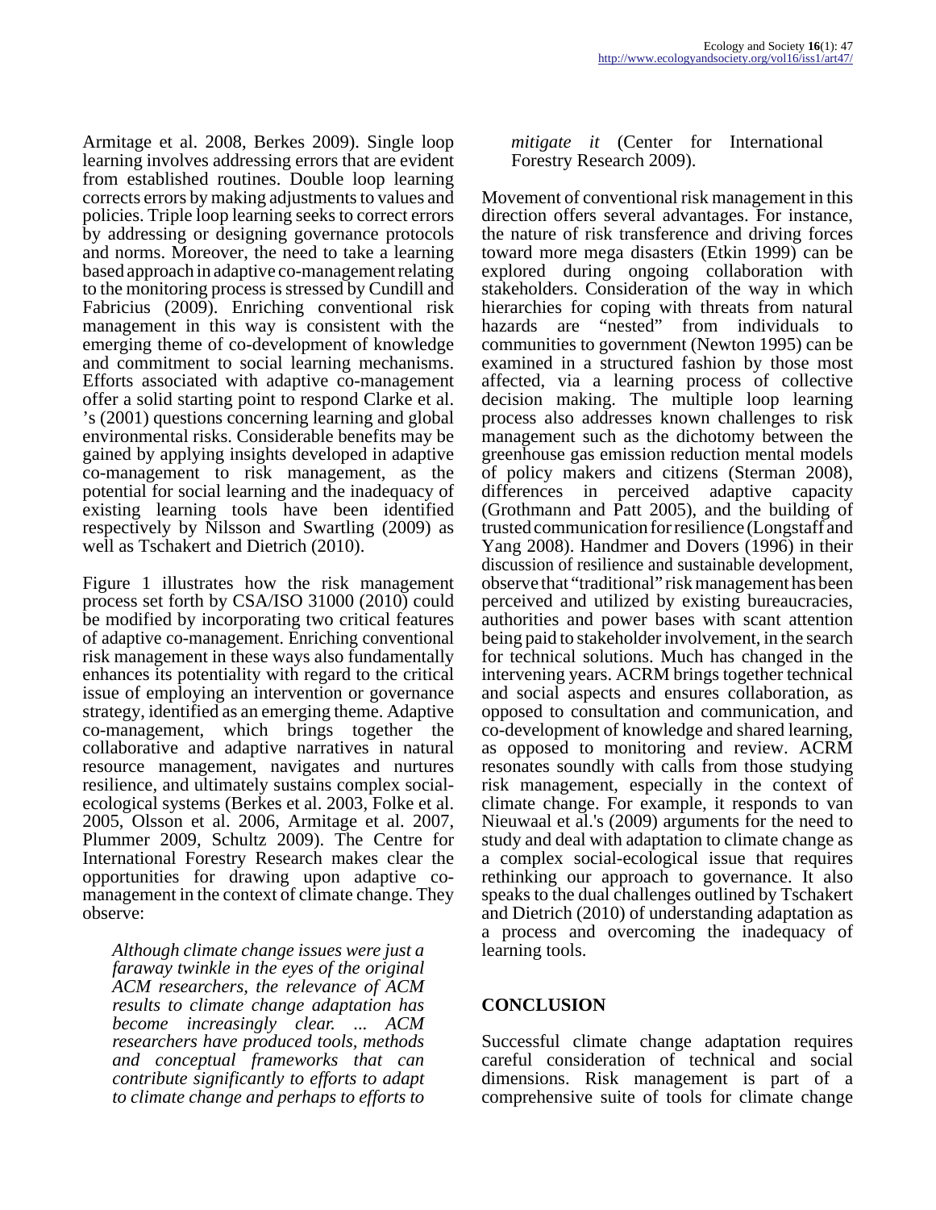Armitage et al. 2008, Berkes 2009). Single loop learning involves addressing errors that are evident from established routines. Double loop learning corrects errors by making adjustments to values and policies. Triple loop learning seeks to correct errors by addressing or designing governance protocols and norms. Moreover, the need to take a learning based approach in adaptive co-management relating to the monitoring process is stressed by Cundill and Fabricius (2009). Enriching conventional risk management in this way is consistent with the emerging theme of co-development of knowledge and commitment to social learning mechanisms. Efforts associated with adaptive co-management offer a solid starting point to respond Clarke et al. 's (2001) questions concerning learning and global environmental risks. Considerable benefits may be gained by applying insights developed in adaptive co-management to risk management, as the potential for social learning and the inadequacy of existing learning tools have been identified respectively by Nilsson and Swartling (2009) as well as Tschakert and Dietrich (2010).

Figure 1 illustrates how the risk management process set forth by CSA/ISO 31000 (2010) could be modified by incorporating two critical features of adaptive co-management. Enriching conventional risk management in these ways also fundamentally enhances its potentiality with regard to the critical issue of employing an intervention or governance strategy, identified as an emerging theme. Adaptive co-management, which brings together the collaborative and adaptive narratives in natural resource management, navigates and nurtures resilience, and ultimately sustains complex social-ecological systems (Berkes et al. 2003, Folke et al. 2005, Olsson et al. 2006, Armitage et al. 2007, Plummer 2009, Schultz 2009). The Centre for International Forestry Research makes clear the opportunities for drawing upon adaptive co-management in the context of climate change. They observe:

> *Although climate change issues were just a faraway twinkle in the eyes of the original ACM researchers, the relevance of ACM results to climate change adaptation has become increasingly clear. ... ACM researchers have produced tools, methods and conceptual frameworks that can contribute significantly to efforts to adapt to climate change and perhaps to efforts to mitigate it* (Center for International Forestry Research 2009).

Movement of conventional risk management in this direction offers several advantages. For instance, the nature of risk transference and driving forces toward more mega disasters (Etkin 1999) can be explored during ongoing collaboration with stakeholders. Consideration of the way in which hierarchies for coping with threats from natural hazards are "nested" from individuals to communities to government (Newton 1995) can be examined in a structured fashion by those most affected, via a learning process of collective decision making. The multiple loop learning process also addresses known challenges to risk management such as the dichotomy between the greenhouse gas emission reduction mental models of policy makers and citizens (Sterman 2008), differences in perceived adaptive capacity (Grothmann and Patt 2005), and the building of trusted communication for resilience (Longstaff and Yang 2008). Handmer and Dovers (1996) in their discussion of resilience and sustainable development, observe that "traditional" risk management has been perceived and utilized by existing bureaucracies, authorities and power bases with scant attention being paid to stakeholder involvement, in the search for technical solutions. Much has changed in the intervening years. ACRM brings together technical and social aspects and ensures collaboration, as opposed to consultation and communication, and co-development of knowledge and shared learning, as opposed to monitoring and review. ACRM resonates soundly with calls from those studying risk management, especially in the context of climate change. For example, it responds to van Nieuwaal et al.'s (2009) arguments for the need to study and deal with adaptation to climate change as a complex social-ecological issue that requires rethinking our approach to governance. It also speaks to the dual challenges outlined by Tschakert and Dietrich (2010) of understanding adaptation as a process and overcoming the inadequacy of learning tools.

## CONCLUSION

Successful climate change adaptation requires careful consideration of technical and social dimensions. Risk management is part of a comprehensive suite of tools for climate change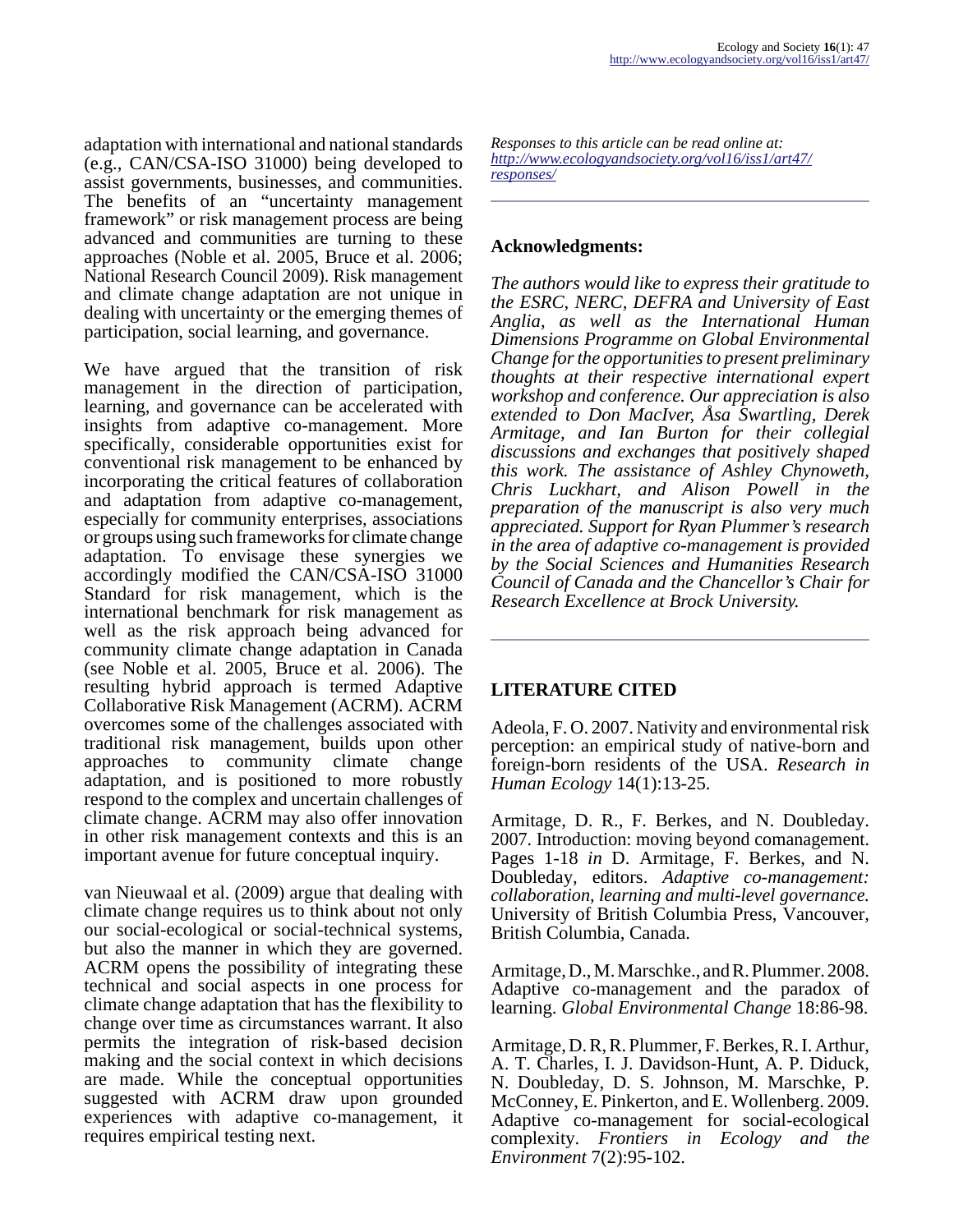adaptation with international and national standards (e.g., CAN/CSA-ISO 31000) being developed to assist governments, businesses, and communities. The benefits of an "uncertainty management framework" or risk management process are being advanced and communities are turning to these approaches (Noble et al. 2005, Bruce et al. 2006; National Research Council 2009). Risk management and climate change adaptation are not unique in dealing with uncertainty or the emerging themes of participation, social learning, and governance.

We have argued that the transition of risk management in the direction of participation, learning, and governance can be accelerated with insights from adaptive co-management. More specifically, considerable opportunities exist for conventional risk management to be enhanced by incorporating the critical features of collaboration and adaptation from adaptive co-management, especially for community enterprises, associations or groups using such frameworks for climate change adaptation. To envisage these synergies we accordingly modified the CAN/CSA-ISO 31000 Standard for risk management, which is the international benchmark for risk management as well as the risk approach being advanced for community climate change adaptation in Canada (see Noble et al. 2005, Bruce et al. 2006). The resulting hybrid approach is termed Adaptive Collaborative Risk Management (ACRM). ACRM overcomes some of the challenges associated with traditional risk management, builds upon other approaches to community climate change adaptation, and is positioned to more robustly respond to the complex and uncertain challenges of climate change. ACRM may also offer innovation in other risk management contexts and this is an important avenue for future conceptual inquiry.

van Nieuwaal et al. (2009) argue that dealing with climate change requires us to think about not only our social-ecological or social-technical systems, but also the manner in which they are governed. ACRM opens the possibility of integrating these technical and social aspects in one process for climate change adaptation that has the flexibility to change over time as circumstances warrant. It also permits the integration of risk-based decision making and the social context in which decisions are made. While the conceptual opportunities suggested with ACRM draw upon grounded experiences with adaptive co-management, it requires empirical testing next.

*Responses to this article can be read online at:* *http://www.ecologyandsociety.org/vol16/iss1/art47/responses/*

## Acknowledgments:

*The authors would like to express their gratitude to the ESRC, NERC, DEFRA and University of East Anglia, as well as the International Human Dimensions Programme on Global Environmental Change for the opportunities to present preliminary thoughts at their respective international expert workshop and conference. Our appreciation is also extended to Don MacIver, Åsa Swartling, Derek Armitage, and Ian Burton for their collegial discussions and exchanges that positively shaped this work. The assistance of Ashley Chynoweth, Chris Luckhart, and Alison Powell in the preparation of the manuscript is also very much appreciated. Support for Ryan Plummer's research in the area of adaptive co-management is provided by the Social Sciences and Humanities Research Council of Canada and the Chancellor's Chair for Research Excellence at Brock University.*

## LITERATURE CITED

Adeola, F. O. 2007. Nativity and environmental risk perception: an empirical study of native-born and foreign-born residents of the USA. *Research in Human Ecology* 14(1):13-25.

Armitage, D. R., F. Berkes, and N. Doubleday. 2007. Introduction: moving beyond comanagement. Pages 1-18 *in* D. Armitage, F. Berkes, and N. Doubleday, editors. *Adaptive co-management: collaboration, learning and multi-level governance.* University of British Columbia Press, Vancouver, British Columbia, Canada.

Armitage, D., M. Marschke., and R. Plummer. 2008. Adaptive co-management and the paradox of learning. *Global Environmental Change* 18:86-98.

Armitage, D. R, R. Plummer, F. Berkes, R. I. Arthur, A. T. Charles, I. J. Davidson-Hunt, A. P. Diduck, N. Doubleday, D. S. Johnson, M. Marschke, P. McConney, E. Pinkerton, and E. Wollenberg. 2009. Adaptive co-management for social-ecological complexity. *Frontiers in Ecology and the Environment* 7(2):95-102.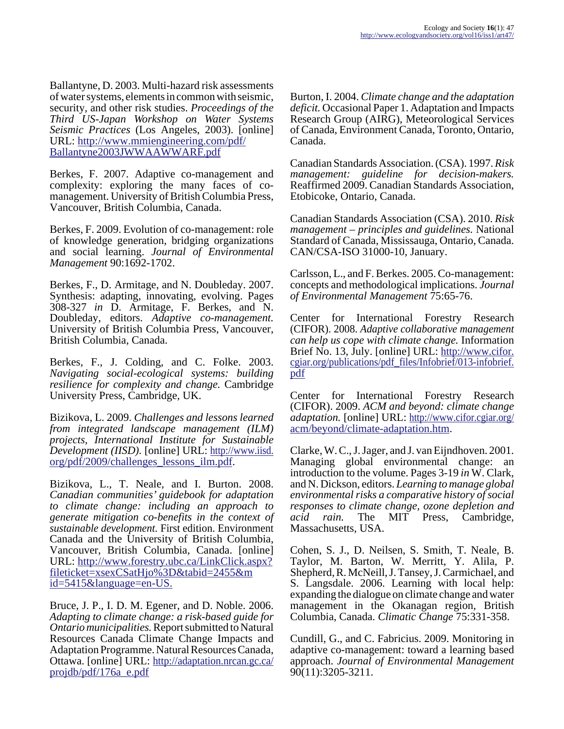Ballantyne, D. 2003. Multi-hazard risk assessments of water systems, elements in common with seismic, security, and other risk studies. *Proceedings of the Third US-Japan Workshop on Water Systems Seismic Practices* (Los Angeles, 2003). [online] URL: http://www.mmiengineering.com/pdf/Ballantyne2003JWWAAWWARF.pdf

Berkes, F. 2007. Adaptive co-management and complexity: exploring the many faces of co-management. University of British Columbia Press, Vancouver, British Columbia, Canada.

Berkes, F. 2009. Evolution of co-management: role of knowledge generation, bridging organizations and social learning. *Journal of Environmental Management* 90:1692-1702.

Berkes, F., D. Armitage, and N. Doubleday. 2007. Synthesis: adapting, innovating, evolving. Pages 308-327 *in* D. Armitage, F. Berkes, and N. Doubleday, editors. *Adaptive co-management.* University of British Columbia Press, Vancouver, British Columbia, Canada.

Berkes, F., J. Colding, and C. Folke. 2003. *Navigating social-ecological systems: building resilience for complexity and change.* Cambridge University Press, Cambridge, UK.

Bizikova, L. 2009. *Challenges and lessons learned from integrated landscape management (ILM) projects, International Institute for Sustainable Development (IISD).* [online] URL: http://www.iisd.org/pdf/2009/challenges_lessons_ilm.pdf.

Bizikova, L., T. Neale, and I. Burton. 2008. *Canadian communities' guidebook for adaptation to climate change: including an approach to generate mitigation co-benefits in the context of sustainable development.* First edition. Environment Canada and the University of British Columbia, Vancouver, British Columbia, Canada. [online] URL: http://www.forestry.ubc.ca/LinkClick.aspx?fileticket=xsexCSatHjo%3D&tabid=2455&mid=5415&language=en-US.

Bruce, J. P., I. D. M. Egener, and D. Noble. 2006. *Adapting to climate change: a risk-based guide for Ontario municipalities.* Report submitted to Natural Resources Canada Climate Change Impacts and Adaptation Programme. Natural Resources Canada, Ottawa. [online] URL: http://adaptation.nrcan.gc.ca/projdb/pdf/176a_e.pdf

Burton, I. 2004. *Climate change and the adaptation deficit.* Occasional Paper 1. Adaptation and Impacts Research Group (AIRG), Meteorological Services of Canada, Environment Canada, Toronto, Ontario, Canada.

Canadian Standards Association. (CSA). 1997. *Risk management: guideline for decision-makers.* Reaffirmed 2009. Canadian Standards Association, Etobicoke, Ontario, Canada.

Canadian Standards Association (CSA). 2010. *Risk management – principles and guidelines.* National Standard of Canada, Mississauga, Ontario, Canada. CAN/CSA-ISO 31000-10, January.

Carlsson, L., and F. Berkes. 2005. Co-management: concepts and methodological implications. *Journal of Environmental Management* 75:65-76.

Center for International Forestry Research (CIFOR). 2008. *Adaptive collaborative management can help us cope with climate change.* Information Brief No. 13, July. [online] URL: http://www.cifor.cgiar.org/publications/pdf_files/Infobrief/013-infobrief.pdf

Center for International Forestry Research (CIFOR). 2009. *ACM and beyond: climate change adaptation.* [online] URL: http://www.cifor.cgiar.org/acm/beyond/climate-adaptation.htm.

Clarke, W. C., J. Jager, and J. van Eijndhoven. 2001. Managing global environmental change: an introduction to the volume. Pages 3-19 *in* W. Clark, and N. Dickson, editors. *Learning to manage global environmental risks a comparative history of social responses to climate change, ozone depletion and acid rain.* The MIT Press, Cambridge, Massachusetts, USA.

Cohen, S. J., D. Neilsen, S. Smith, T. Neale, B. Taylor, M. Barton, W. Merritt, Y. Alila, P. Shepherd, R. McNeill, J. Tansey, J. Carmichael, and S. Langsdale. 2006. Learning with local help: expanding the dialogue on climate change and water management in the Okanagan region, British Columbia, Canada. *Climatic Change* 75:331-358.

Cundill, G., and C. Fabricius. 2009. Monitoring in adaptive co-management: toward a learning based approach. *Journal of Environmental Management* 90(11):3205-3211.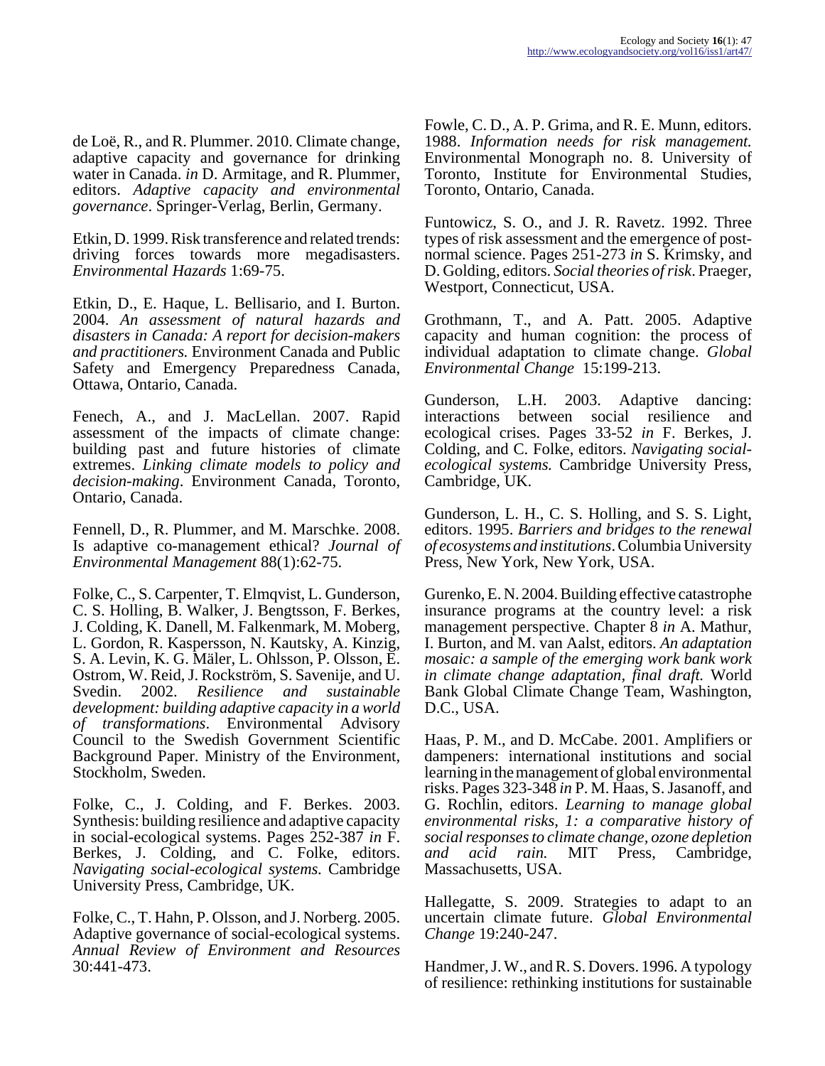de Loë, R., and R. Plummer. 2010. Climate change, adaptive capacity and governance for drinking water in Canada. *in* D. Armitage, and R. Plummer, editors. *Adaptive capacity and environmental governance*. Springer-Verlag, Berlin, Germany.

Etkin, D. 1999. Risk transference and related trends: driving forces towards more megadisasters. *Environmental Hazards* 1:69-75.

Etkin, D., E. Haque, L. Bellisario, and I. Burton. 2004. *An assessment of natural hazards and disasters in Canada: A report for decision-makers and practitioners.* Environment Canada and Public Safety and Emergency Preparedness Canada, Ottawa, Ontario, Canada.

Fenech, A., and J. MacLellan. 2007. Rapid assessment of the impacts of climate change: building past and future histories of climate extremes. *Linking climate models to policy and decision-making*. Environment Canada, Toronto, Ontario, Canada.

Fennell, D., R. Plummer, and M. Marschke. 2008. Is adaptive co-management ethical? *Journal of Environmental Management* 88(1):62-75.

Folke, C., S. Carpenter, T. Elmqvist, L. Gunderson, C. S. Holling, B. Walker, J. Bengtsson, F. Berkes, J. Colding, K. Danell, M. Falkenmark, M. Moberg, L. Gordon, R. Kaspersson, N. Kautsky, A. Kinzig, S. A. Levin, K. G. Mäler, L. Ohlsson, P. Olsson, E. Ostrom, W. Reid, J. Rockström, S. Savenije, and U. Svedin. 2002. *Resilience and sustainable development: building adaptive capacity in a world of transformations*. Environmental Advisory Council to the Swedish Government Scientific Background Paper. Ministry of the Environment, Stockholm, Sweden.

Folke, C., J. Colding, and F. Berkes. 2003. Synthesis: building resilience and adaptive capacity in social-ecological systems. Pages 252-387 *in* F. Berkes, J. Colding, and C. Folke, editors. *Navigating social-ecological systems.* Cambridge University Press, Cambridge, UK.

Folke, C., T. Hahn, P. Olsson, and J. Norberg. 2005. Adaptive governance of social-ecological systems. *Annual Review of Environment and Resources* 30:441-473.

Fowle, C. D., A. P. Grima, and R. E. Munn, editors. 1988. *Information needs for risk management.* Environmental Monograph no. 8. University of Toronto, Institute for Environmental Studies, Toronto, Ontario, Canada.

Funtowicz, S. O., and J. R. Ravetz. 1992. Three types of risk assessment and the emergence of post-normal science. Pages 251-273 *in* S. Krimsky, and D. Golding, editors. *Social theories of risk*. Praeger, Westport, Connecticut, USA.

Grothmann, T., and A. Patt. 2005. Adaptive capacity and human cognition: the process of individual adaptation to climate change. *Global Environmental Change* 15:199-213.

Gunderson, L.H. 2003. Adaptive dancing: interactions between social resilience and ecological crises. Pages 33-52 *in* F. Berkes, J. Colding, and C. Folke, editors. *Navigating social-ecological systems.* Cambridge University Press, Cambridge, UK.

Gunderson, L. H., C. S. Holling, and S. S. Light, editors. 1995. *Barriers and bridges to the renewal of ecosystems and institutions*. Columbia University Press, New York, New York, USA.

Gurenko, E. N. 2004. Building effective catastrophe insurance programs at the country level: a risk management perspective. Chapter 8 *in* A. Mathur, I. Burton, and M. van Aalst, editors. *An adaptation mosaic: a sample of the emerging work bank work in climate change adaptation, final draft.* World Bank Global Climate Change Team, Washington, D.C., USA.

Haas, P. M., and D. McCabe. 2001. Amplifiers or dampeners: international institutions and social learning in the management of global environmental risks. Pages 323-348 *in* P. M. Haas, S. Jasanoff, and G. Rochlin, editors. *Learning to manage global environmental risks, 1: a comparative history of social responses to climate change, ozone depletion and acid rain.* MIT Press, Cambridge, Massachusetts, USA.

Hallegatte, S. 2009. Strategies to adapt to an uncertain climate future. *Global Environmental Change* 19:240-247.

Handmer, J. W., and R. S. Dovers. 1996. A typology of resilience: rethinking institutions for sustainable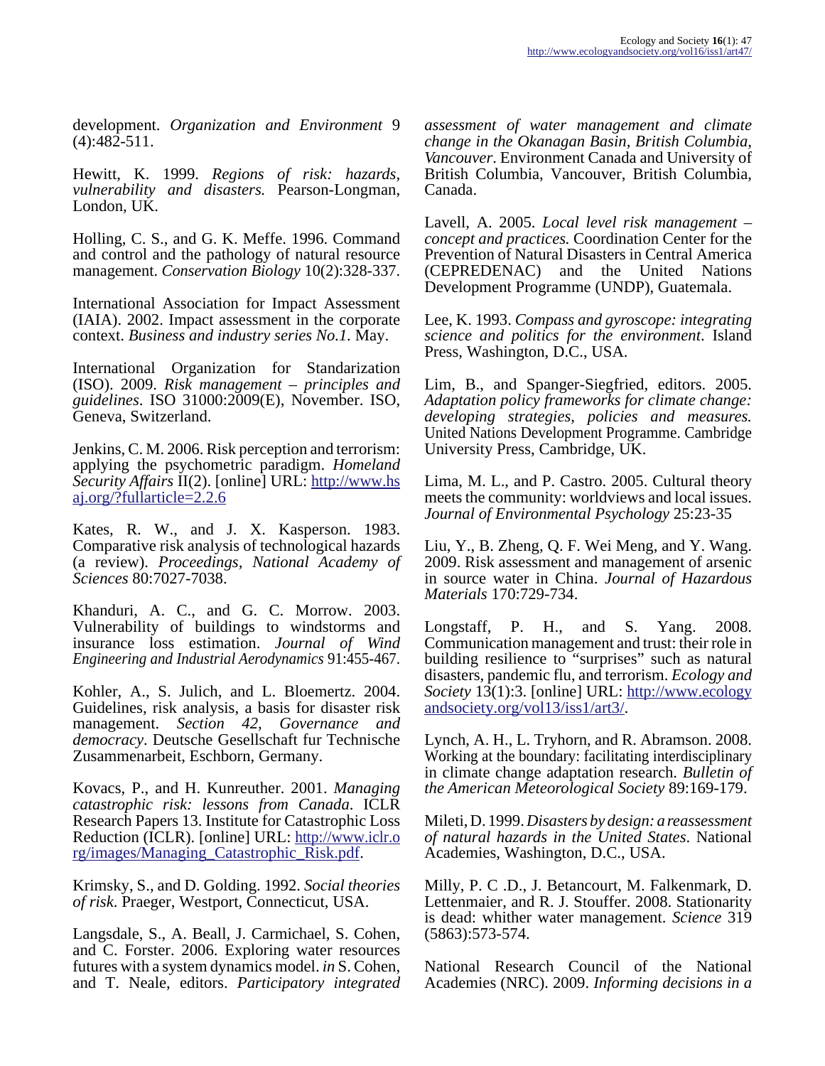development. *Organization and Environment* 9 (4):482-511.

Hewitt, K. 1999. *Regions of risk: hazards, vulnerability and disasters.* Pearson-Longman, London, UK.

Holling, C. S., and G. K. Meffe. 1996. Command and control and the pathology of natural resource management. *Conservation Biology* 10(2):328-337.

International Association for Impact Assessment (IAIA). 2002. Impact assessment in the corporate context. *Business and industry series No.1.* May.

International Organization for Standarization (ISO). 2009. *Risk management – principles and guidelines*. ISO 31000:2009(E), November. ISO, Geneva, Switzerland.

Jenkins, C. M. 2006. Risk perception and terrorism: applying the psychometric paradigm. *Homeland Security Affairs* II(2). [online] URL: http://www.hsaj.org/?fullarticle=2.2.6

Kates, R. W., and J. X. Kasperson. 1983. Comparative risk analysis of technological hazards (a review). *Proceedings, National Academy of Sciences* 80:7027-7038.

Khanduri, A. C., and G. C. Morrow. 2003. Vulnerability of buildings to windstorms and insurance loss estimation. *Journal of Wind Engineering and Industrial Aerodynamics* 91:455-467.

Kohler, A., S. Julich, and L. Bloemertz. 2004. Guidelines, risk analysis, a basis for disaster risk management. *Section 42, Governance and democracy*. Deutsche Gesellschaft fur Technische Zusammenarbeit, Eschborn, Germany.

Kovacs, P., and H. Kunreuther. 2001. *Managing catastrophic risk: lessons from Canada*. ICLR Research Papers 13. Institute for Catastrophic Loss Reduction (ICLR). [online] URL: http://www.iclr.org/images/Managing_Catastrophic_Risk.pdf.

Krimsky, S., and D. Golding. 1992. *Social theories of risk*. Praeger, Westport, Connecticut, USA.

Langsdale, S., A. Beall, J. Carmichael, S. Cohen, and C. Forster. 2006. Exploring water resources futures with a system dynamics model. *in* S. Cohen, and T. Neale, editors. *Participatory integrated assessment of water management and climate change in the Okanagan Basin, British Columbia, Vancouver*. Environment Canada and University of British Columbia, Vancouver, British Columbia, Canada.

Lavell, A. 2005. *Local level risk management – concept and practices.* Coordination Center for the Prevention of Natural Disasters in Central America (CEPREDENAC) and the United Nations Development Programme (UNDP), Guatemala.

Lee, K. 1993. *Compass and gyroscope: integrating science and politics for the environment*. Island Press, Washington, D.C., USA.

Lim, B., and Spanger-Siegfried, editors. 2005. *Adaptation policy frameworks for climate change: developing strategies, policies and measures.* United Nations Development Programme. Cambridge University Press, Cambridge, UK.

Lima, M. L., and P. Castro. 2005. Cultural theory meets the community: worldviews and local issues. *Journal of Environmental Psychology* 25:23-35

Liu, Y., B. Zheng, Q. F. Wei Meng, and Y. Wang. 2009. Risk assessment and management of arsenic in source water in China. *Journal of Hazardous Materials* 170:729-734.

Longstaff, P. H., and S. Yang. 2008. Communication management and trust: their role in building resilience to "surprises" such as natural disasters, pandemic flu, and terrorism. *Ecology and Society* 13(1):3. [online] URL: http://www.ecologyandsociety.org/vol13/iss1/art3/.

Lynch, A. H., L. Tryhorn, and R. Abramson. 2008. Working at the boundary: facilitating interdisciplinary in climate change adaptation research. *Bulletin of the American Meteorological Society* 89:169-179.

Mileti, D. 1999. *Disasters by design: a reassessment of natural hazards in the United States*. National Academies, Washington, D.C., USA.

Milly, P. C .D., J. Betancourt, M. Falkenmark, D. Lettenmaier, and R. J. Stouffer. 2008. Stationarity is dead: whither water management. *Science* 319 (5863):573-574.

National Research Council of the National Academies (NRC). 2009. *Informing decisions in a*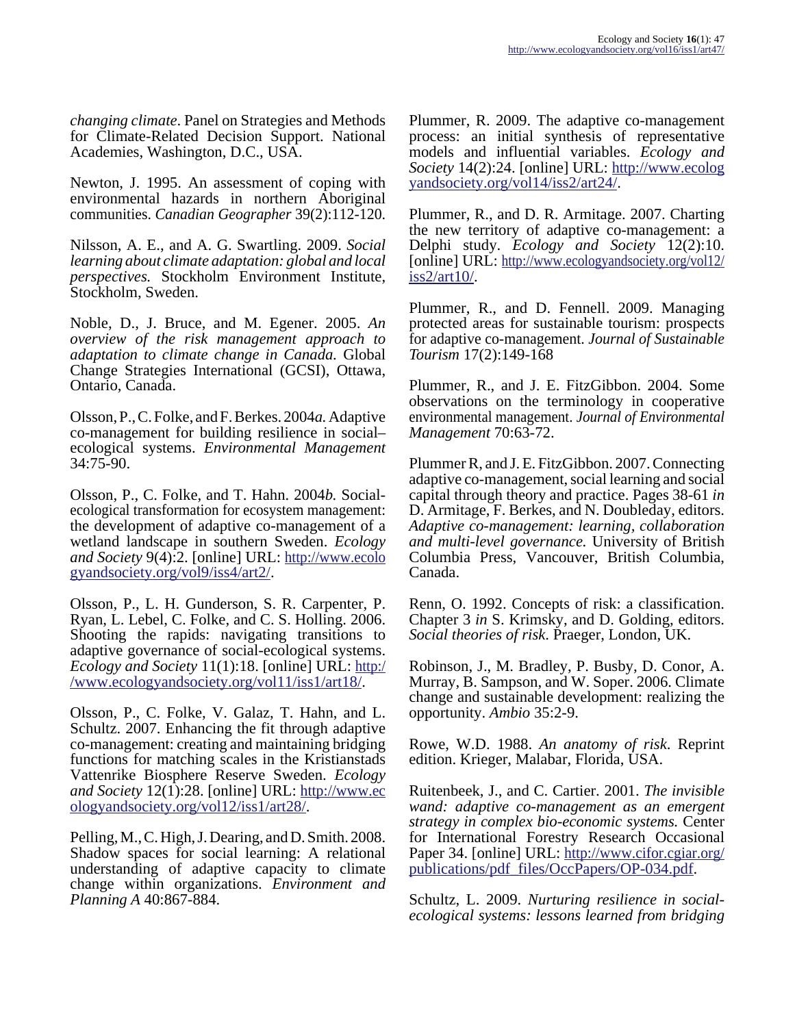*changing climate*. Panel on Strategies and Methods for Climate-Related Decision Support. National Academies, Washington, D.C., USA.

Newton, J. 1995. An assessment of coping with environmental hazards in northern Aboriginal communities. *Canadian Geographer* 39(2):112-120.

Nilsson, A. E., and A. G. Swartling. 2009. *Social learning about climate adaptation: global and local perspectives.* Stockholm Environment Institute, Stockholm, Sweden.

Noble, D., J. Bruce, and M. Egener. 2005. *An overview of the risk management approach to adaptation to climate change in Canada.* Global Change Strategies International (GCSI), Ottawa, Ontario, Canada.

Olsson, P., C. Folke, and F. Berkes. 2004*a.* Adaptive co-management for building resilience in social–ecological systems. *Environmental Management* 34:75-90.

Olsson, P., C. Folke, and T. Hahn. 2004*b.* Social-ecological transformation for ecosystem management: the development of adaptive co-management of a wetland landscape in southern Sweden. *Ecology and Society* 9(4):2. [online] URL: http://www.ecologyandsociety.org/vol9/iss4/art2/.

Olsson, P., L. H. Gunderson, S. R. Carpenter, P. Ryan, L. Lebel, C. Folke, and C. S. Holling. 2006. Shooting the rapids: navigating transitions to adaptive governance of social-ecological systems. *Ecology and Society* 11(1):18. [online] URL: http://www.ecologyandsociety.org/vol11/iss1/art18/.

Olsson, P., C. Folke, V. Galaz, T. Hahn, and L. Schultz. 2007. Enhancing the fit through adaptive co-management: creating and maintaining bridging functions for matching scales in the Kristianstads Vattenrike Biosphere Reserve Sweden. *Ecology and Society* 12(1):28. [online] URL: http://www.ecologyandsociety.org/vol12/iss1/art28/.

Pelling, M., C. High, J. Dearing, and D. Smith. 2008. Shadow spaces for social learning: A relational understanding of adaptive capacity to climate change within organizations. *Environment and Planning A* 40:867-884.

Plummer, R. 2009. The adaptive co-management process: an initial synthesis of representative models and influential variables. *Ecology and Society* 14(2):24. [online] URL: http://www.ecologyandsociety.org/vol14/iss2/art24/.

Plummer, R., and D. R. Armitage. 2007. Charting the new territory of adaptive co-management: a Delphi study. *Ecology and Society* 12(2):10. [online] URL: http://www.ecologyandsociety.org/vol12/iss2/art10/.

Plummer, R., and D. Fennell. 2009. Managing protected areas for sustainable tourism: prospects for adaptive co-management. *Journal of Sustainable Tourism* 17(2):149-168

Plummer, R., and J. E. FitzGibbon. 2004. Some observations on the terminology in cooperative environmental management. *Journal of Environmental Management* 70:63-72.

Plummer R, and J. E. FitzGibbon. 2007. Connecting adaptive co-management, social learning and social capital through theory and practice. Pages 38-61 *in* D. Armitage, F. Berkes, and N. Doubleday, editors. *Adaptive co-management: learning, collaboration and multi-level governance.* University of British Columbia Press, Vancouver, British Columbia, Canada.

Renn, O. 1992. Concepts of risk: a classification. Chapter 3 *in* S. Krimsky, and D. Golding, editors. *Social theories of risk.* Praeger, London, UK.

Robinson, J., M. Bradley, P. Busby, D. Conor, A. Murray, B. Sampson, and W. Soper. 2006. Climate change and sustainable development: realizing the opportunity. *Ambio* 35:2-9.

Rowe, W.D. 1988. *An anatomy of risk*. Reprint edition. Krieger, Malabar, Florida, USA.

Ruitenbeek, J., and C. Cartier. 2001. *The invisible wand: adaptive co-management as an emergent strategy in complex bio-economic systems.* Center for International Forestry Research Occasional Paper 34. [online] URL: http://www.cifor.cgiar.org/publications/pdf_files/OccPapers/OP-034.pdf.

Schultz, L. 2009. *Nurturing resilience in social-ecological systems: lessons learned from bridging*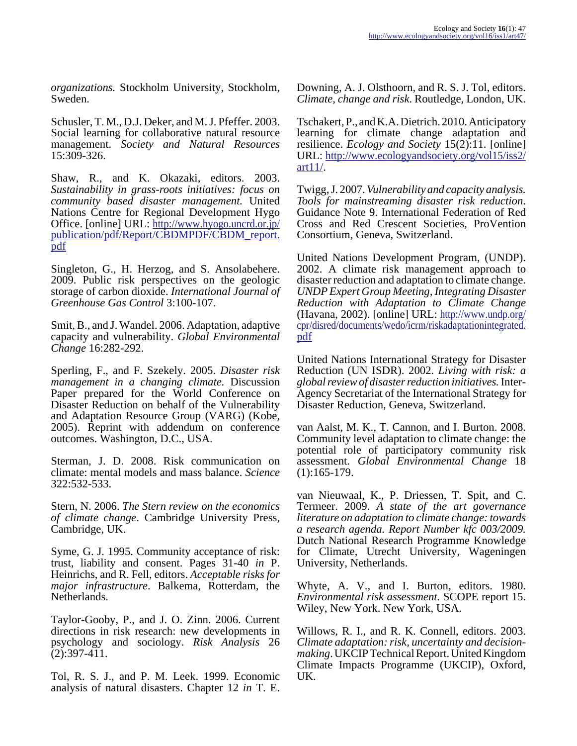*organizations.* Stockholm University, Stockholm, Sweden.

Schusler, T. M., D.J. Deker, and M. J. Pfeffer. 2003. Social learning for collaborative natural resource management. *Society and Natural Resources* 15:309-326.

Shaw, R., and K. Okazaki, editors. 2003. *Sustainability in grass-roots initiatives: focus on community based disaster management.* United Nations Centre for Regional Development Hygo Office. [online] URL: http://www.hyogo.uncrd.or.jp/publication/pdf/Report/CBDMPDF/CBDM_report.pdf

Singleton, G., H. Herzog, and S. Ansolabehere. 2009. Public risk perspectives on the geologic storage of carbon dioxide. *International Journal of Greenhouse Gas Control* 3:100-107.

Smit, B., and J. Wandel. 2006. Adaptation, adaptive capacity and vulnerability. *Global Environmental Change* 16:282-292.

Sperling, F., and F. Szekely. 2005. *Disaster risk management in a changing climate.* Discussion Paper prepared for the World Conference on Disaster Reduction on behalf of the Vulnerability and Adaptation Resource Group (VARG) (Kobe, 2005). Reprint with addendum on conference outcomes. Washington, D.C., USA.

Sterman, J. D. 2008. Risk communication on climate: mental models and mass balance. *Science* 322:532-533.

Stern, N. 2006. *The Stern review on the economics of climate change*. Cambridge University Press, Cambridge, UK.

Syme, G. J. 1995. Community acceptance of risk: trust, liability and consent. Pages 31-40 *in* P. Heinrichs, and R. Fell, editors. *Acceptable risks for major infrastructure*. Balkema, Rotterdam, the Netherlands.

Taylor-Gooby, P., and J. O. Zinn. 2006. Current directions in risk research: new developments in psychology and sociology. *Risk Analysis* 26 (2):397-411.

Tol, R. S. J., and P. M. Leek. 1999. Economic analysis of natural disasters. Chapter 12 *in* T. E. Downing, A. J. Olsthoorn, and R. S. J. Tol, editors. *Climate, change and risk*. Routledge, London, UK.

Tschakert, P., and K.A. Dietrich. 2010. Anticipatory learning for climate change adaptation and resilience. *Ecology and Society* 15(2):11. [online] URL: http://www.ecologyandsociety.org/vol15/iss2/art11/.

Twigg, J. 2007. *Vulnerability and capacity analysis. Tools for mainstreaming disaster risk reduction*. Guidance Note 9. International Federation of Red Cross and Red Crescent Societies, ProVention Consortium, Geneva, Switzerland.

United Nations Development Program, (UNDP). 2002. A climate risk management approach to disaster reduction and adaptation to climate change. *UNDP Expert Group Meeting, Integrating Disaster Reduction with Adaptation to Climate Change* (Havana, 2002). [online] URL: http://www.undp.org/cpr/disred/documents/wedo/icrm/riskadaptationintegrated.pdf

United Nations International Strategy for Disaster Reduction (UN ISDR). 2002. *Living with risk: a global review of disaster reduction initiatives.* Inter-Agency Secretariat of the International Strategy for Disaster Reduction, Geneva, Switzerland.

van Aalst, M. K., T. Cannon, and I. Burton. 2008. Community level adaptation to climate change: the potential role of participatory community risk assessment. *Global Environmental Change* 18 (1):165-179.

van Nieuwaal, K., P. Driessen, T. Spit, and C. Termeer. 2009. *A state of the art governance literature on adaptation to climate change: towards a research agenda. Report Number kfc 003/2009.* Dutch National Research Programme Knowledge for Climate, Utrecht University, Wageningen University, Netherlands.

Whyte, A. V., and I. Burton, editors. 1980. *Environmental risk assessment.* SCOPE report 15. Wiley, New York. New York, USA.

Willows, R. I., and R. K. Connell, editors. 2003. *Climate adaptation: risk, uncertainty and decision-making*. UKCIP Technical Report. United Kingdom Climate Impacts Programme (UKCIP), Oxford, UK.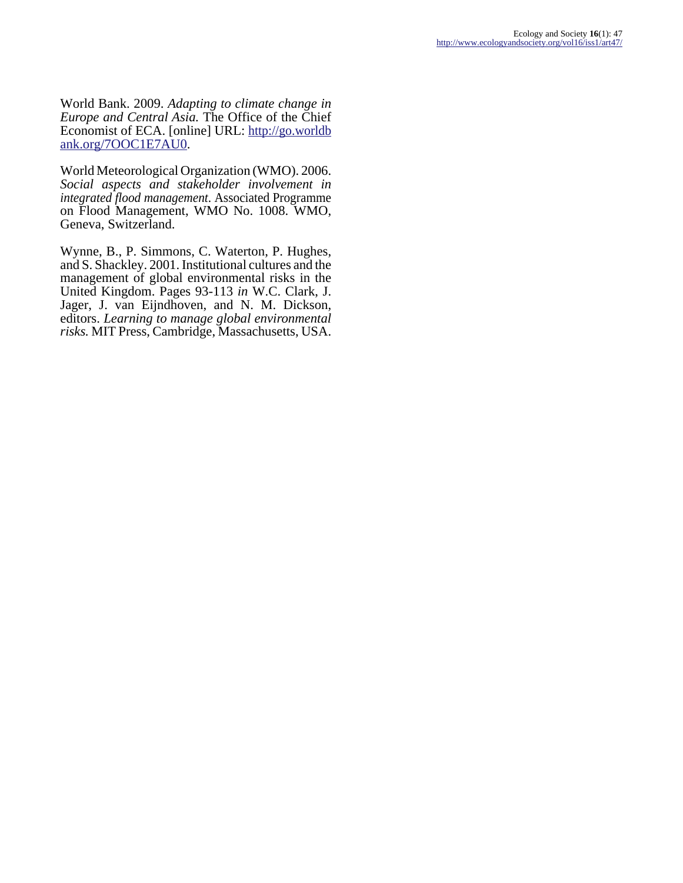World Bank. 2009. *Adapting to climate change in Europe and Central Asia.* The Office of the Chief Economist of ECA. [online] URL: http://go.worldbank.org/7OOC1E7AU0.

World Meteorological Organization (WMO). 2006. *Social aspects and stakeholder involvement in integrated flood management*. Associated Programme on Flood Management, WMO No. 1008. WMO, Geneva, Switzerland.

Wynne, B., P. Simmons, C. Waterton, P. Hughes, and S. Shackley. 2001. Institutional cultures and the management of global environmental risks in the United Kingdom. Pages 93-113 *in* W.C. Clark, J. Jager, J. van Eijndhoven, and N. M. Dickson, editors. *Learning to manage global environmental risks.* MIT Press, Cambridge, Massachusetts, USA.